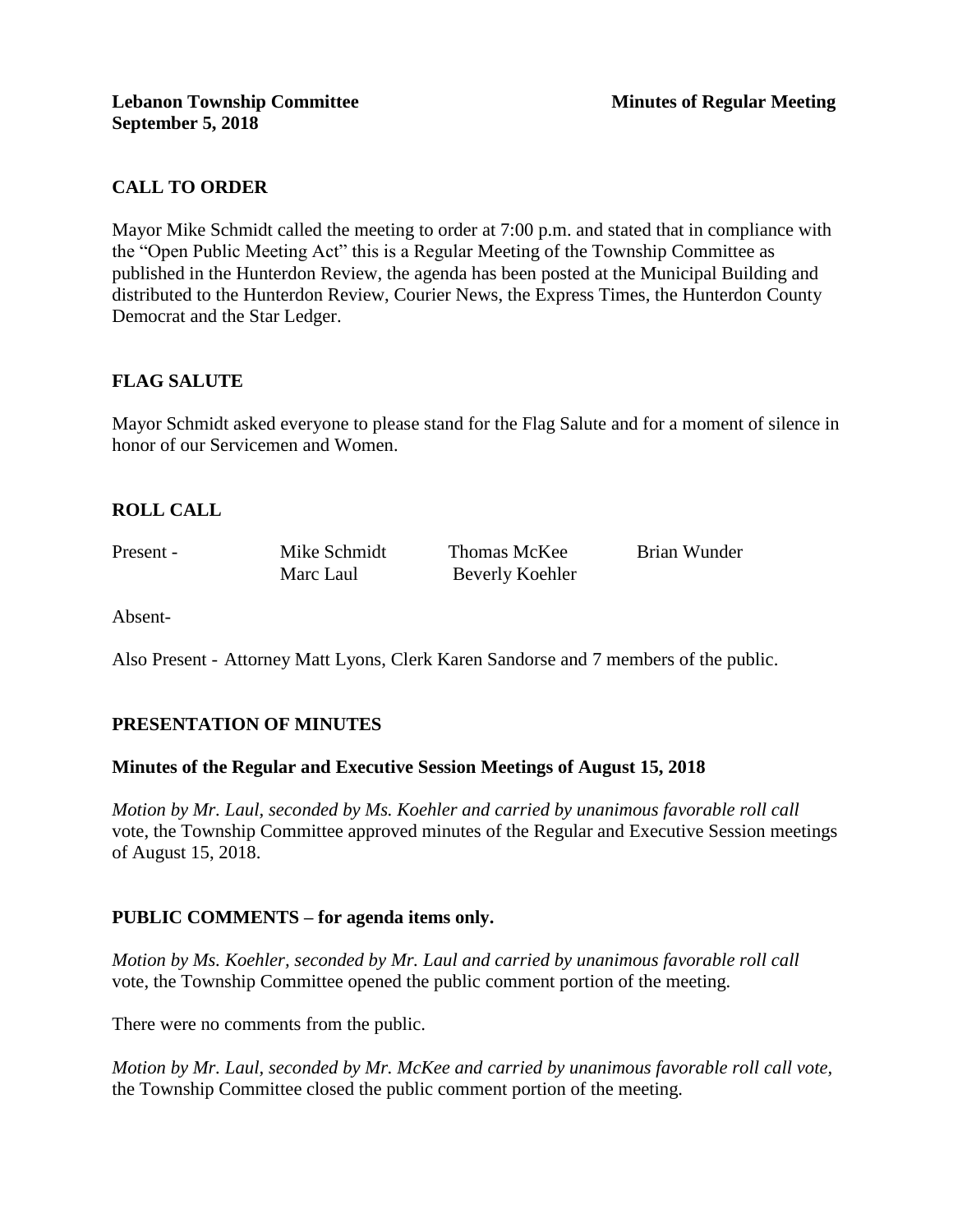**Lebanon Township Committee** **Minutes of Regular Meeting**
**September 5, 2018**

## CALL TO ORDER

Mayor Mike Schmidt called the meeting to order at 7:00 p.m. and stated that in compliance with the "Open Public Meeting Act" this is a Regular Meeting of the Township Committee as published in the Hunterdon Review, the agenda has been posted at the Municipal Building and distributed to the Hunterdon Review, Courier News, the Express Times, the Hunterdon County Democrat and the Star Ledger.

## FLAG SALUTE

Mayor Schmidt asked everyone to please stand for the Flag Salute and for a moment of silence in honor of our Servicemen and Women.

## ROLL CALL

| Present - | Mike Schmidt | Thomas McKee | Brian Wunder |
|---|---|---|---|
| | Marc Laul | Beverly Koehler | |

Absent-

Also Present - Attorney Matt Lyons, Clerk Karen Sandorse and 7 members of the public.

## PRESENTATION OF MINUTES

### Minutes of the Regular and Executive Session Meetings of August 15, 2018

*Motion by Mr. Laul, seconded by Ms. Koehler and carried by unanimous favorable roll call* vote, the Township Committee approved minutes of the Regular and Executive Session meetings of August 15, 2018.

## PUBLIC COMMENTS – for agenda items only.

*Motion by Ms. Koehler, seconded by Mr. Laul and carried by unanimous favorable roll call* vote, the Township Committee opened the public comment portion of the meeting.

There were no comments from the public.

*Motion by Mr. Laul, seconded by Mr. McKee and carried by unanimous favorable roll call vote,* the Township Committee closed the public comment portion of the meeting.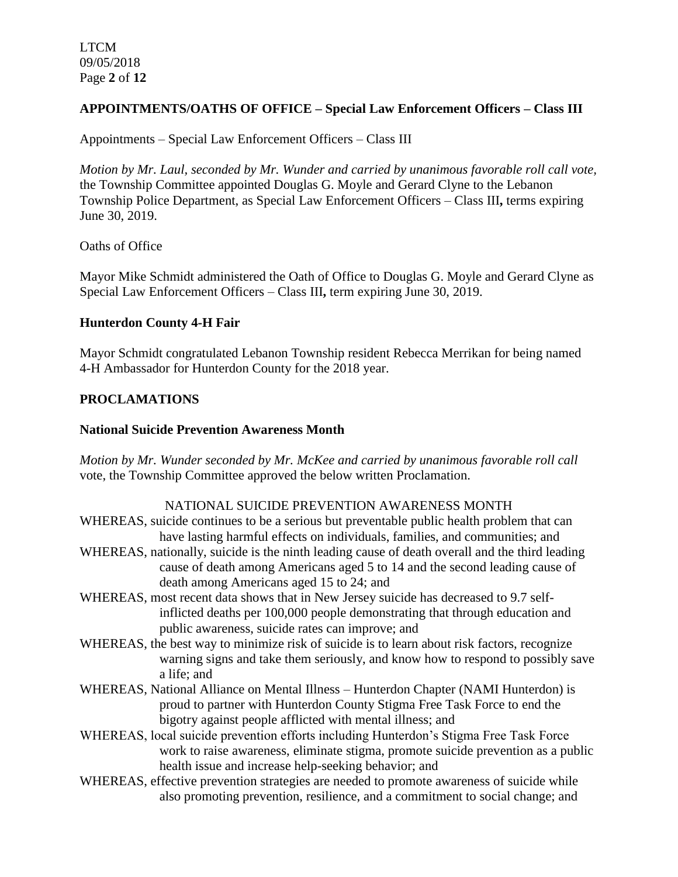## APPOINTMENTS/OATHS OF OFFICE – Special Law Enforcement Officers – Class III

Appointments – Special Law Enforcement Officers – Class III

*Motion by Mr. Laul, seconded by Mr. Wunder and carried by unanimous favorable roll call vote,* the Township Committee appointed Douglas G. Moyle and Gerard Clyne to the Lebanon Township Police Department, as Special Law Enforcement Officers – Class III**,** terms expiring June 30, 2019.

Oaths of Office

Mayor Mike Schmidt administered the Oath of Office to Douglas G. Moyle and Gerard Clyne as Special Law Enforcement Officers – Class III**,** term expiring June 30, 2019.

### Hunterdon County 4-H Fair

Mayor Schmidt congratulated Lebanon Township resident Rebecca Merrikan for being named 4-H Ambassador for Hunterdon County for the 2018 year.

## PROCLAMATIONS

### National Suicide Prevention Awareness Month

*Motion by Mr. Wunder seconded by Mr. McKee and carried by unanimous favorable roll call* vote, the Township Committee approved the below written Proclamation.

NATIONAL SUICIDE PREVENTION AWARENESS MONTH

WHEREAS, suicide continues to be a serious but preventable public health problem that can have lasting harmful effects on individuals, families, and communities; and

WHEREAS, nationally, suicide is the ninth leading cause of death overall and the third leading cause of death among Americans aged 5 to 14 and the second leading cause of death among Americans aged 15 to 24; and

WHEREAS, most recent data shows that in New Jersey suicide has decreased to 9.7 self-inflicted deaths per 100,000 people demonstrating that through education and public awareness, suicide rates can improve; and

WHEREAS, the best way to minimize risk of suicide is to learn about risk factors, recognize warning signs and take them seriously, and know how to respond to possibly save a life; and

WHEREAS, National Alliance on Mental Illness – Hunterdon Chapter (NAMI Hunterdon) is proud to partner with Hunterdon County Stigma Free Task Force to end the bigotry against people afflicted with mental illness; and

WHEREAS, local suicide prevention efforts including Hunterdon's Stigma Free Task Force work to raise awareness, eliminate stigma, promote suicide prevention as a public health issue and increase help-seeking behavior; and

WHEREAS, effective prevention strategies are needed to promote awareness of suicide while also promoting prevention, resilience, and a commitment to social change; and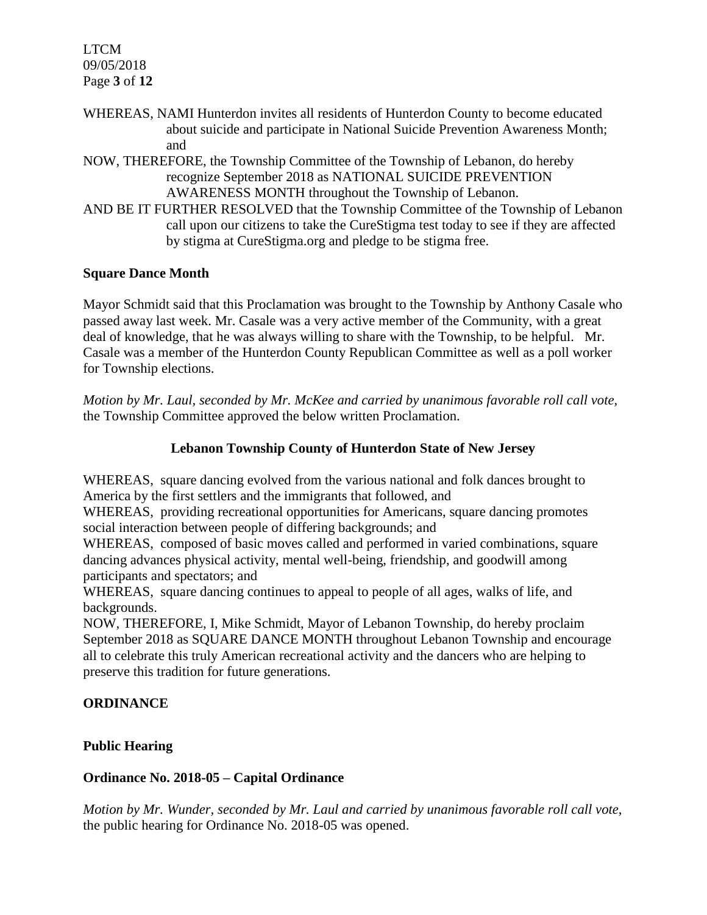WHEREAS, NAMI Hunterdon invites all residents of Hunterdon County to become educated about suicide and participate in National Suicide Prevention Awareness Month; and

NOW, THEREFORE, the Township Committee of the Township of Lebanon, do hereby recognize September 2018 as NATIONAL SUICIDE PREVENTION AWARENESS MONTH throughout the Township of Lebanon.

AND BE IT FURTHER RESOLVED that the Township Committee of the Township of Lebanon call upon our citizens to take the CureStigma test today to see if they are affected by stigma at CureStigma.org and pledge to be stigma free.

**Square Dance Month**

Mayor Schmidt said that this Proclamation was brought to the Township by Anthony Casale who passed away last week. Mr. Casale was a very active member of the Community, with a great deal of knowledge, that he was always willing to share with the Township, to be helpful. Mr. Casale was a member of the Hunterdon County Republican Committee as well as a poll worker for Township elections.

*Motion by Mr. Laul, seconded by Mr. McKee and carried by unanimous favorable roll call vote,* the Township Committee approved the below written Proclamation.

**Lebanon Township County of Hunterdon State of New Jersey**

WHEREAS, square dancing evolved from the various national and folk dances brought to America by the first settlers and the immigrants that followed, and

WHEREAS, providing recreational opportunities for Americans, square dancing promotes social interaction between people of differing backgrounds; and

WHEREAS, composed of basic moves called and performed in varied combinations, square dancing advances physical activity, mental well-being, friendship, and goodwill among participants and spectators; and

WHEREAS, square dancing continues to appeal to people of all ages, walks of life, and backgrounds.

NOW, THEREFORE, I, Mike Schmidt, Mayor of Lebanon Township, do hereby proclaim September 2018 as SQUARE DANCE MONTH throughout Lebanon Township and encourage all to celebrate this truly American recreational activity and the dancers who are helping to preserve this tradition for future generations.

**ORDINANCE**

**Public Hearing**

**Ordinance No. 2018-05 – Capital Ordinance**

*Motion by Mr. Wunder, seconded by Mr. Laul and carried by unanimous favorable roll call vote,* the public hearing for Ordinance No. 2018-05 was opened.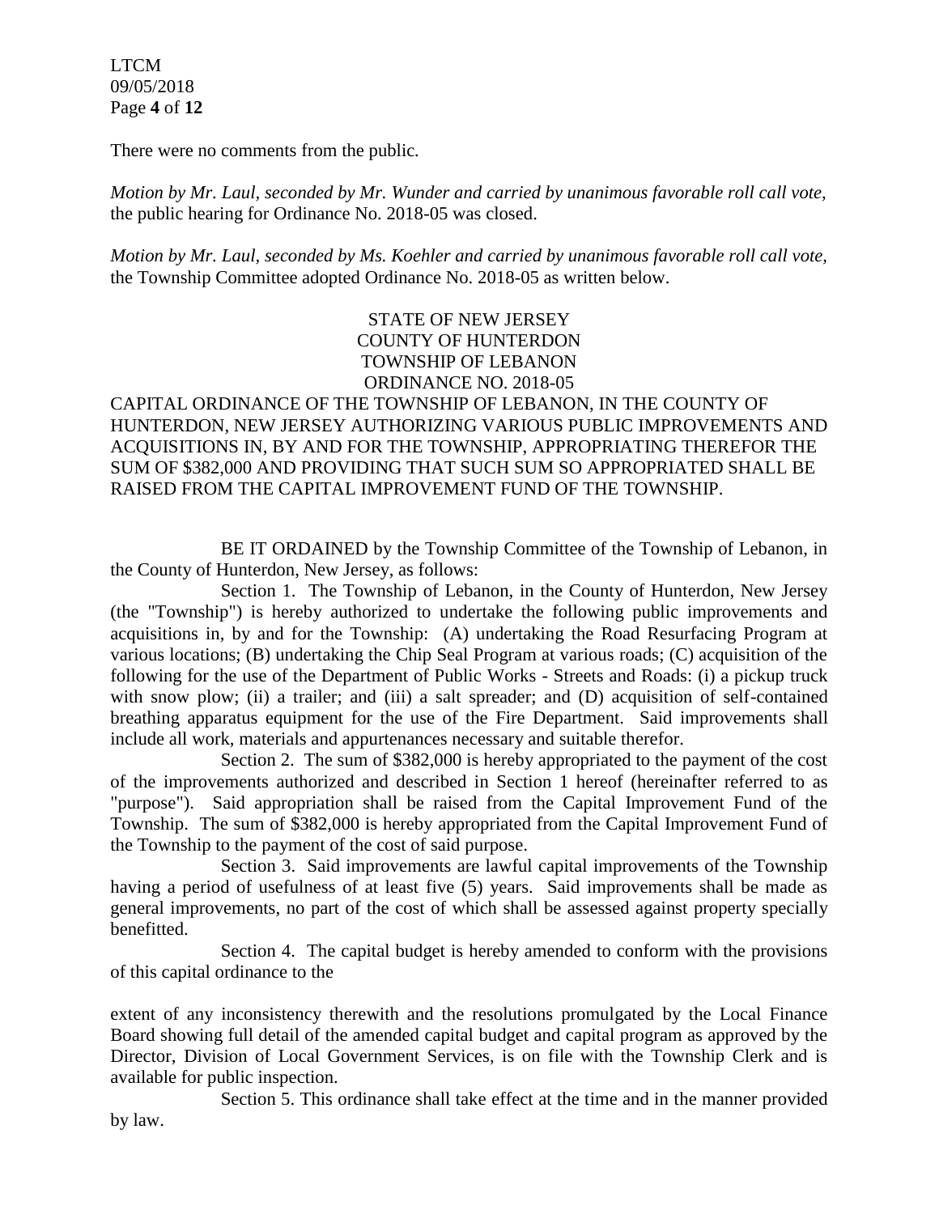There were no comments from the public.

*Motion by Mr. Laul, seconded by Mr. Wunder and carried by unanimous favorable roll call vote,* the public hearing for Ordinance No. 2018-05 was closed.

*Motion by Mr. Laul, seconded by Ms. Koehler and carried by unanimous favorable roll call vote,* the Township Committee adopted Ordinance No. 2018-05 as written below.

STATE OF NEW JERSEY
COUNTY OF HUNTERDON
TOWNSHIP OF LEBANON
ORDINANCE NO. 2018-05

CAPITAL ORDINANCE OF THE TOWNSHIP OF LEBANON, IN THE COUNTY OF HUNTERDON, NEW JERSEY AUTHORIZING VARIOUS PUBLIC IMPROVEMENTS AND ACQUISITIONS IN, BY AND FOR THE TOWNSHIP, APPROPRIATING THEREFOR THE SUM OF $382,000 AND PROVIDING THAT SUCH SUM SO APPROPRIATED SHALL BE RAISED FROM THE CAPITAL IMPROVEMENT FUND OF THE TOWNSHIP.

BE IT ORDAINED by the Township Committee of the Township of Lebanon, in the County of Hunterdon, New Jersey, as follows:

Section 1. The Township of Lebanon, in the County of Hunterdon, New Jersey (the "Township") is hereby authorized to undertake the following public improvements and acquisitions in, by and for the Township: (A) undertaking the Road Resurfacing Program at various locations; (B) undertaking the Chip Seal Program at various roads; (C) acquisition of the following for the use of the Department of Public Works - Streets and Roads: (i) a pickup truck with snow plow; (ii) a trailer; and (iii) a salt spreader; and (D) acquisition of self-contained breathing apparatus equipment for the use of the Fire Department. Said improvements shall include all work, materials and appurtenances necessary and suitable therefor.

Section 2. The sum of $382,000 is hereby appropriated to the payment of the cost of the improvements authorized and described in Section 1 hereof (hereinafter referred to as "purpose"). Said appropriation shall be raised from the Capital Improvement Fund of the Township. The sum of $382,000 is hereby appropriated from the Capital Improvement Fund of the Township to the payment of the cost of said purpose.

Section 3. Said improvements are lawful capital improvements of the Township having a period of usefulness of at least five (5) years. Said improvements shall be made as general improvements, no part of the cost of which shall be assessed against property specially benefitted.

Section 4. The capital budget is hereby amended to conform with the provisions of this capital ordinance to the extent of any inconsistency therewith and the resolutions promulgated by the Local Finance Board showing full detail of the amended capital budget and capital program as approved by the Director, Division of Local Government Services, is on file with the Township Clerk and is available for public inspection.

Section 5. This ordinance shall take effect at the time and in the manner provided by law.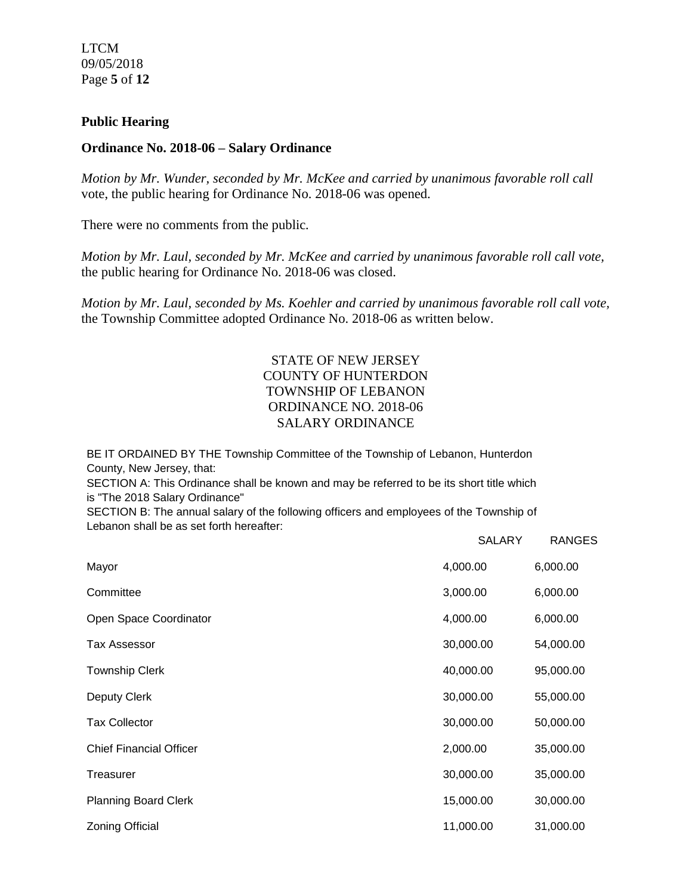## Public Hearing

### Ordinance No. 2018-06 – Salary Ordinance

*Motion by Mr. Wunder, seconded by Mr. McKee and carried by unanimous favorable roll call* vote, the public hearing for Ordinance No. 2018-06 was opened.

There were no comments from the public.

*Motion by Mr. Laul, seconded by Mr. McKee and carried by unanimous favorable roll call vote,* the public hearing for Ordinance No. 2018-06 was closed.

*Motion by Mr. Laul, seconded by Ms. Koehler and carried by unanimous favorable roll call vote,* the Township Committee adopted Ordinance No. 2018-06 as written below.

STATE OF NEW JERSEY
COUNTY OF HUNTERDON
TOWNSHIP OF LEBANON
ORDINANCE NO. 2018-06
SALARY ORDINANCE

BE IT ORDAINED BY THE Township Committee of the Township of Lebanon, Hunterdon County, New Jersey, that:

SECTION A: This Ordinance shall be known and may be referred to be its short title which is "The 2018 Salary Ordinance"

SECTION B: The annual salary of the following officers and employees of the Township of Lebanon shall be as set forth hereafter:

| | SALARY | RANGES |
|---|---|---|
| Mayor | 4,000.00 | 6,000.00 |
| Committee | 3,000.00 | 6,000.00 |
| Open Space Coordinator | 4,000.00 | 6,000.00 |
| Tax Assessor | 30,000.00 | 54,000.00 |
| Township Clerk | 40,000.00 | 95,000.00 |
| Deputy Clerk | 30,000.00 | 55,000.00 |
| Tax Collector | 30,000.00 | 50,000.00 |
| Chief Financial Officer | 2,000.00 | 35,000.00 |
| Treasurer | 30,000.00 | 35,000.00 |
| Planning Board Clerk | 15,000.00 | 30,000.00 |
| Zoning Official | 11,000.00 | 31,000.00 |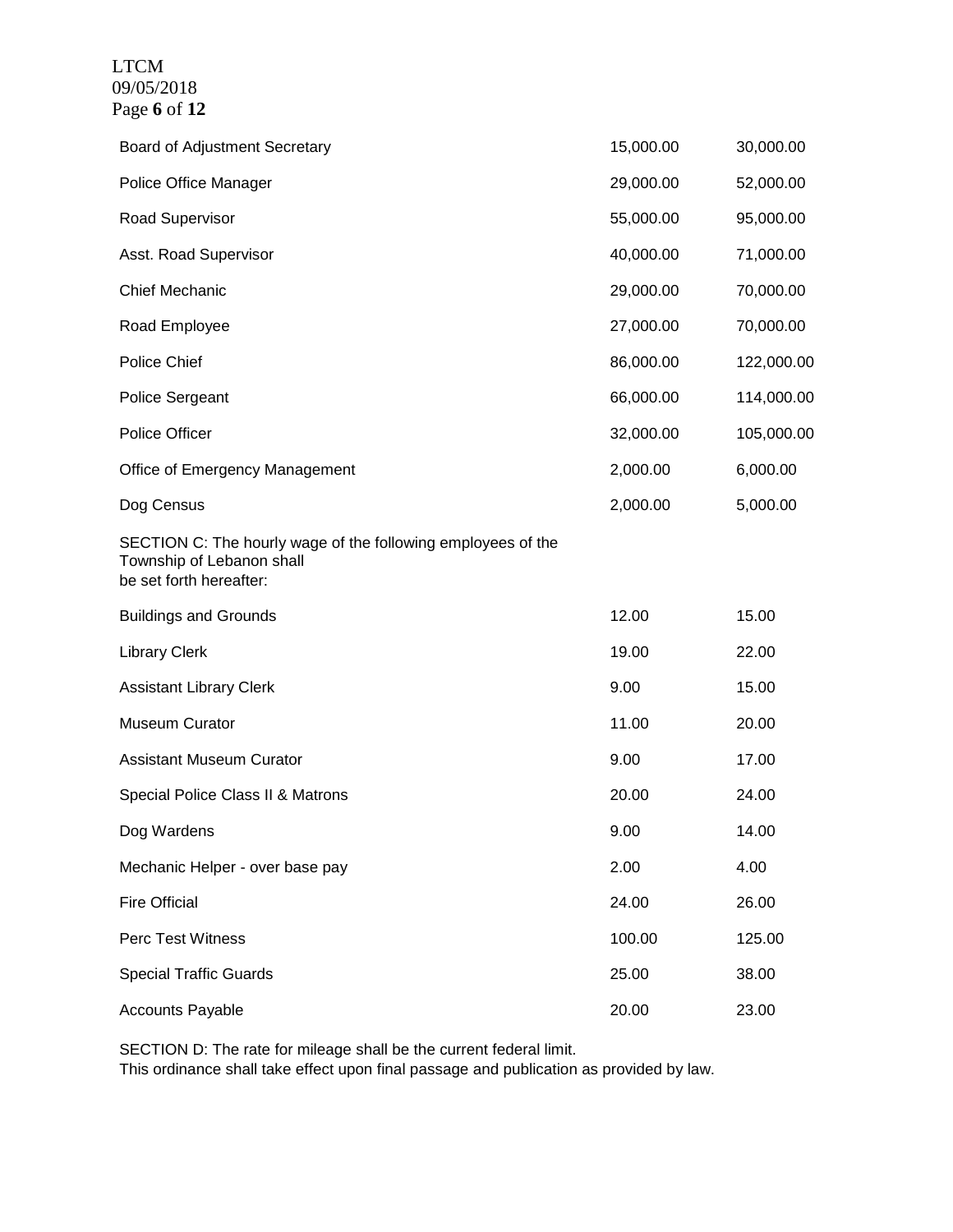| | | |
|---|---|---|
| Board of Adjustment Secretary | 15,000.00 | 30,000.00 |
| Police Office Manager | 29,000.00 | 52,000.00 |
| Road Supervisor | 55,000.00 | 95,000.00 |
| Asst. Road Supervisor | 40,000.00 | 71,000.00 |
| Chief Mechanic | 29,000.00 | 70,000.00 |
| Road Employee | 27,000.00 | 70,000.00 |
| Police Chief | 86,000.00 | 122,000.00 |
| Police Sergeant | 66,000.00 | 114,000.00 |
| Police Officer | 32,000.00 | 105,000.00 |
| Office of Emergency Management | 2,000.00 | 6,000.00 |
| Dog Census | 2,000.00 | 5,000.00 |

SECTION C: The hourly wage of the following employees of the Township of Lebanon shall be set forth hereafter:

| | | |
|---|---|---|
| Buildings and Grounds | 12.00 | 15.00 |
| Library Clerk | 19.00 | 22.00 |
| Assistant Library Clerk | 9.00 | 15.00 |
| Museum Curator | 11.00 | 20.00 |
| Assistant Museum Curator | 9.00 | 17.00 |
| Special Police Class II & Matrons | 20.00 | 24.00 |
| Dog Wardens | 9.00 | 14.00 |
| Mechanic Helper - over base pay | 2.00 | 4.00 |
| Fire Official | 24.00 | 26.00 |
| Perc Test Witness | 100.00 | 125.00 |
| Special Traffic Guards | 25.00 | 38.00 |
| Accounts Payable | 20.00 | 23.00 |

SECTION D: The rate for mileage shall be the current federal limit.
This ordinance shall take effect upon final passage and publication as provided by law.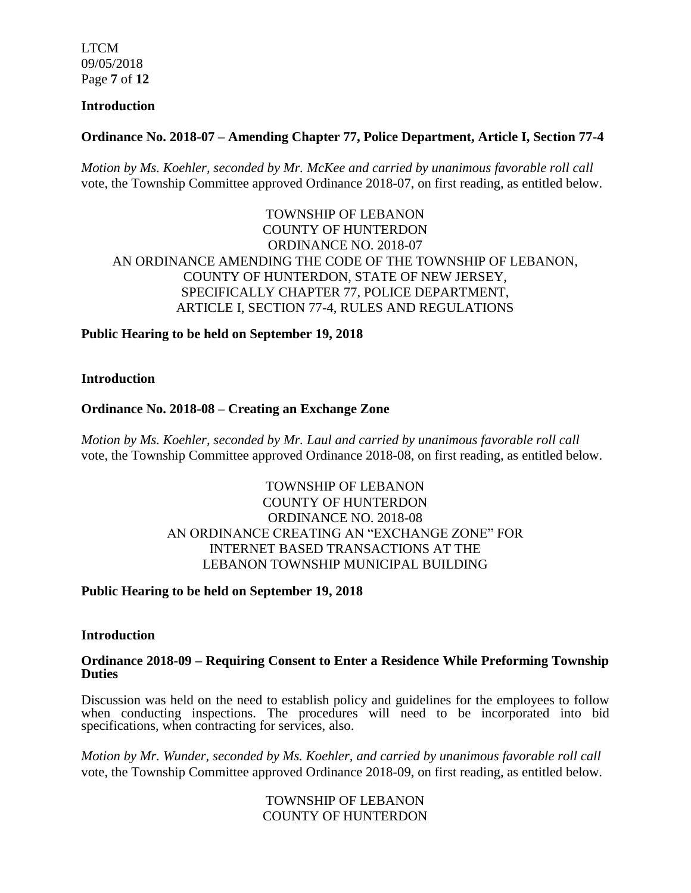**Introduction**

**Ordinance No. 2018-07 – Amending Chapter 77, Police Department, Article I, Section 77-4**

*Motion by Ms. Koehler, seconded by Mr. McKee and carried by unanimous favorable roll call* vote, the Township Committee approved Ordinance 2018-07, on first reading, as entitled below.

TOWNSHIP OF LEBANON
COUNTY OF HUNTERDON
ORDINANCE NO. 2018-07
AN ORDINANCE AMENDING THE CODE OF THE TOWNSHIP OF LEBANON, COUNTY OF HUNTERDON, STATE OF NEW JERSEY, SPECIFICALLY CHAPTER 77, POLICE DEPARTMENT, ARTICLE I, SECTION 77-4, RULES AND REGULATIONS

**Public Hearing to be held on September 19, 2018**

**Introduction**

**Ordinance No. 2018-08 – Creating an Exchange Zone**

*Motion by Ms. Koehler, seconded by Mr. Laul and carried by unanimous favorable roll call* vote, the Township Committee approved Ordinance 2018-08, on first reading, as entitled below.

TOWNSHIP OF LEBANON
COUNTY OF HUNTERDON
ORDINANCE NO. 2018-08
AN ORDINANCE CREATING AN "EXCHANGE ZONE" FOR INTERNET BASED TRANSACTIONS AT THE LEBANON TOWNSHIP MUNICIPAL BUILDING

**Public Hearing to be held on September 19, 2018**

**Introduction**

**Ordinance 2018-09 – Requiring Consent to Enter a Residence While Preforming Township Duties**

Discussion was held on the need to establish policy and guidelines for the employees to follow when conducting inspections. The procedures will need to be incorporated into bid specifications, when contracting for services, also.

*Motion by Mr. Wunder, seconded by Ms. Koehler, and carried by unanimous favorable roll call* vote, the Township Committee approved Ordinance 2018-09, on first reading, as entitled below.

TOWNSHIP OF LEBANON
COUNTY OF HUNTERDON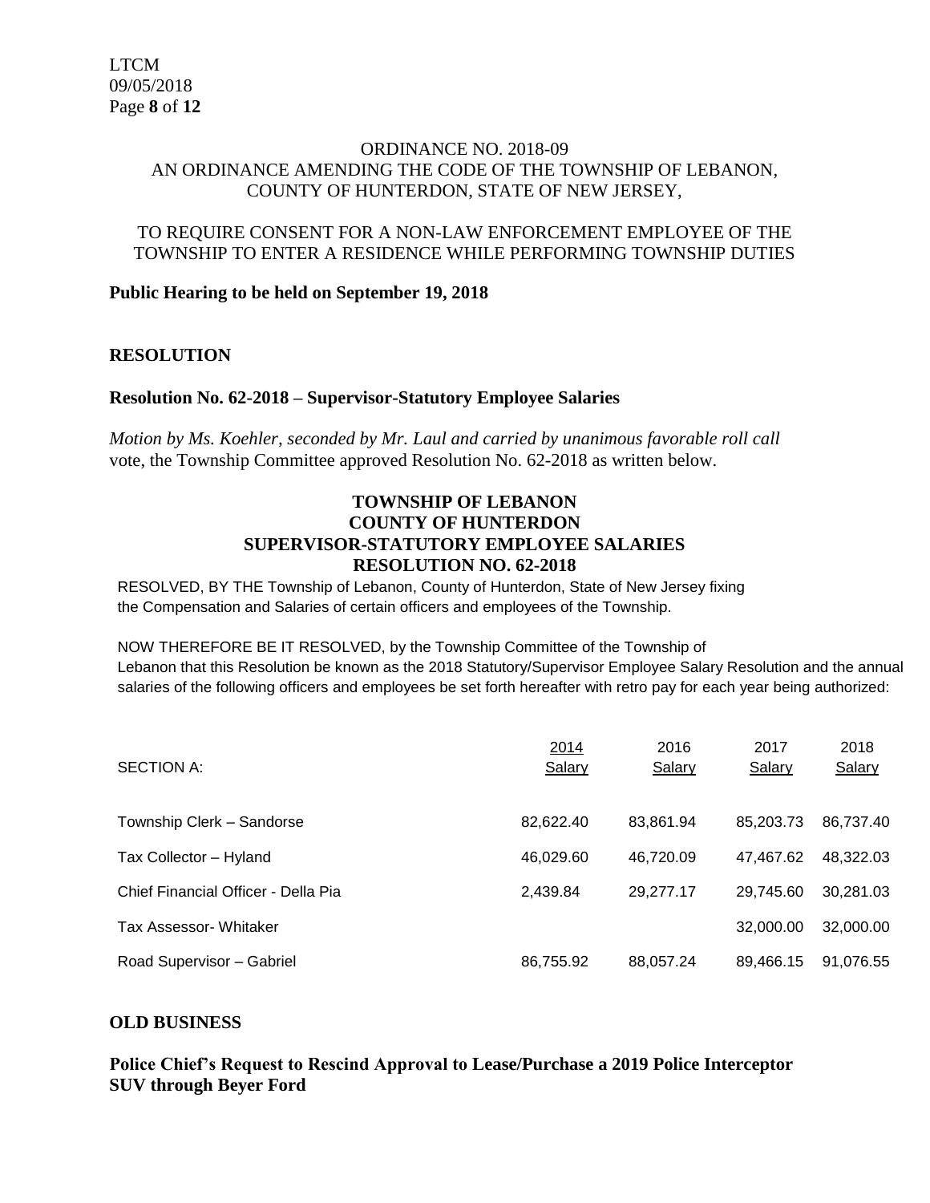ORDINANCE NO. 2018-09
AN ORDINANCE AMENDING THE CODE OF THE TOWNSHIP OF LEBANON, COUNTY OF HUNTERDON, STATE OF NEW JERSEY,

TO REQUIRE CONSENT FOR A NON-LAW ENFORCEMENT EMPLOYEE OF THE TOWNSHIP TO ENTER A RESIDENCE WHILE PERFORMING TOWNSHIP DUTIES

**Public Hearing to be held on September 19, 2018**

## RESOLUTION

### Resolution No. 62-2018 – Supervisor-Statutory Employee Salaries

*Motion by Ms. Koehler, seconded by Mr. Laul and carried by unanimous favorable roll call* vote, the Township Committee approved Resolution No. 62-2018 as written below.

**TOWNSHIP OF LEBANON**
**COUNTY OF HUNTERDON**
**SUPERVISOR-STATUTORY EMPLOYEE SALARIES**
**RESOLUTION NO. 62-2018**

RESOLVED, BY THE Township of Lebanon, County of Hunterdon, State of New Jersey fixing the Compensation and Salaries of certain officers and employees of the Township.

NOW THEREFORE BE IT RESOLVED, by the Township Committee of the Township of Lebanon that this Resolution be known as the 2018 Statutory/Supervisor Employee Salary Resolution and the annual salaries of the following officers and employees be set forth hereafter with retro pay for each year being authorized:

| SECTION A: | 2014 Salary | 2016 Salary | 2017 Salary | 2018 Salary |
|---|---|---|---|---|
| Township Clerk – Sandorse | 82,622.40 | 83,861.94 | 85,203.73 | 86,737.40 |
| Tax Collector – Hyland | 46,029.60 | 46,720.09 | 47,467.62 | 48,322.03 |
| Chief Financial Officer - Della Pia | 2,439.84 | 29,277.17 | 29,745.60 | 30,281.03 |
| Tax Assessor- Whitaker | | | 32,000.00 | 32,000.00 |
| Road Supervisor – Gabriel | 86,755.92 | 88,057.24 | 89,466.15 | 91,076.55 |

## OLD BUSINESS

### Police Chief's Request to Rescind Approval to Lease/Purchase a 2019 Police Interceptor SUV through Beyer Ford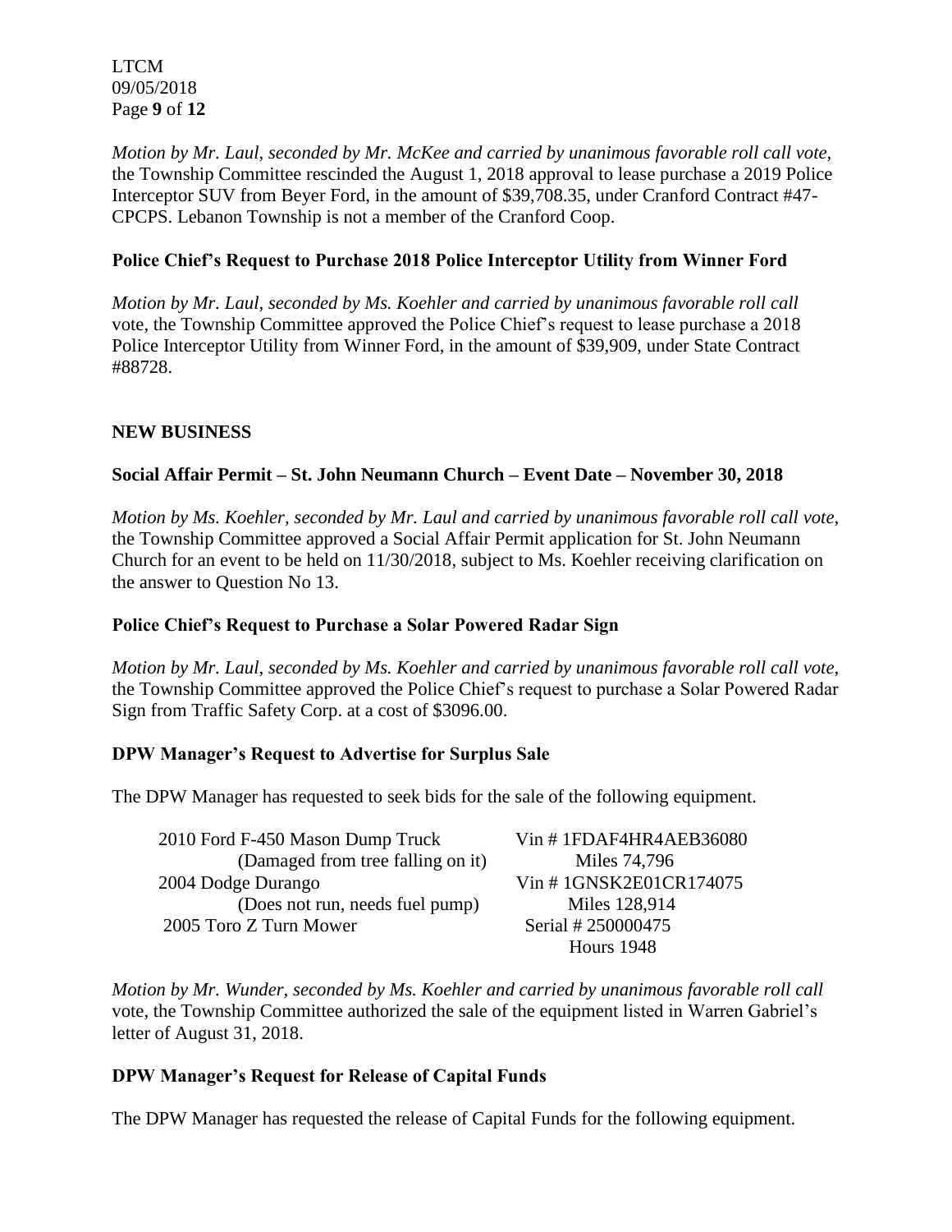*Motion by Mr. Laul, seconded by Mr. McKee and carried by unanimous favorable roll call vote*, the Township Committee rescinded the August 1, 2018 approval to lease purchase a 2019 Police Interceptor SUV from Beyer Ford, in the amount of $39,708.35, under Cranford Contract #47-CPCPS. Lebanon Township is not a member of the Cranford Coop.

**Police Chief's Request to Purchase 2018 Police Interceptor Utility from Winner Ford**

*Motion by Mr. Laul, seconded by Ms. Koehler and carried by unanimous favorable roll call* vote, the Township Committee approved the Police Chief's request to lease purchase a 2018 Police Interceptor Utility from Winner Ford, in the amount of $39,909, under State Contract #88728.

**NEW BUSINESS**

**Social Affair Permit – St. John Neumann Church – Event Date – November 30, 2018**

*Motion by Ms. Koehler, seconded by Mr. Laul and carried by unanimous favorable roll call vote,* the Township Committee approved a Social Affair Permit application for St. John Neumann Church for an event to be held on 11/30/2018, subject to Ms. Koehler receiving clarification on the answer to Question No 13.

**Police Chief's Request to Purchase a Solar Powered Radar Sign**

*Motion by Mr. Laul, seconded by Ms. Koehler and carried by unanimous favorable roll call vote,* the Township Committee approved the Police Chief's request to purchase a Solar Powered Radar Sign from Traffic Safety Corp. at a cost of $3096.00.

**DPW Manager's Request to Advertise for Surplus Sale**

The DPW Manager has requested to seek bids for the sale of the following equipment.

| | |
|---|---|
| 2010 Ford F-450 Mason Dump Truck | Vin # 1FDAF4HR4AEB36080 |
| (Damaged from tree falling on it) | Miles 74,796 |
| 2004 Dodge Durango | Vin # 1GNSK2E01CR174075 |
| (Does not run, needs fuel pump) | Miles 128,914 |
| 2005 Toro Z Turn Mower | Serial # 250000475 |
| | Hours 1948 |

*Motion by Mr. Wunder, seconded by Ms. Koehler and carried by unanimous favorable roll call* vote, the Township Committee authorized the sale of the equipment listed in Warren Gabriel's letter of August 31, 2018.

**DPW Manager's Request for Release of Capital Funds**

The DPW Manager has requested the release of Capital Funds for the following equipment.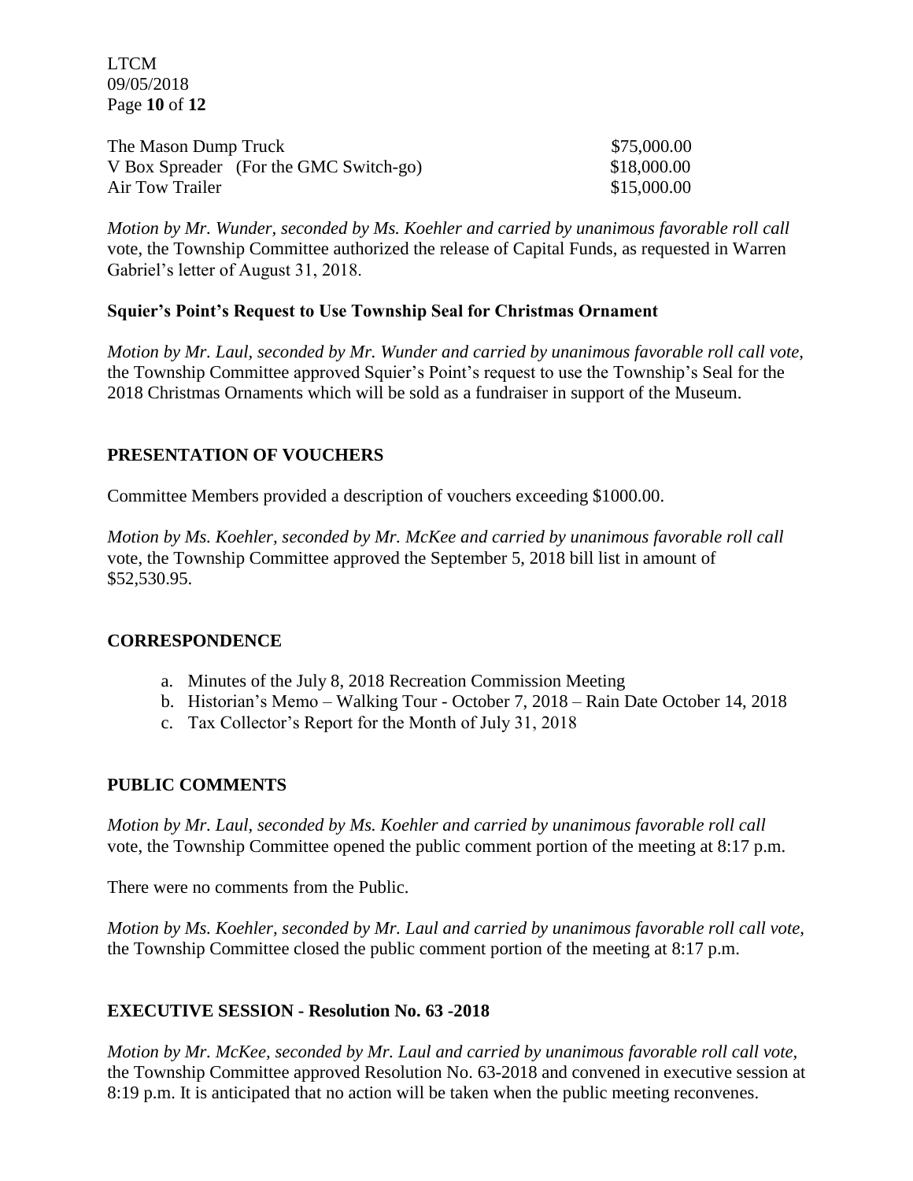| | |
|---|---|
| The Mason Dump Truck | $75,000.00 |
| V Box Spreader (For the GMC Switch-go) | $18,000.00 |
| Air Tow Trailer | $15,000.00 |

*Motion by Mr. Wunder, seconded by Ms. Koehler and carried by unanimous favorable roll call* vote, the Township Committee authorized the release of Capital Funds, as requested in Warren Gabriel's letter of August 31, 2018.

**Squier's Point's Request to Use Township Seal for Christmas Ornament**

*Motion by Mr. Laul, seconded by Mr. Wunder and carried by unanimous favorable roll call vote,* the Township Committee approved Squier's Point's request to use the Township's Seal for the 2018 Christmas Ornaments which will be sold as a fundraiser in support of the Museum.

## PRESENTATION OF VOUCHERS

Committee Members provided a description of vouchers exceeding $1000.00.

*Motion by Ms. Koehler, seconded by Mr. McKee and carried by unanimous favorable roll call* vote, the Township Committee approved the September 5, 2018 bill list in amount of $52,530.95.

## CORRESPONDENCE

a. Minutes of the July 8, 2018 Recreation Commission Meeting
b. Historian's Memo – Walking Tour - October 7, 2018 – Rain Date October 14, 2018
c. Tax Collector's Report for the Month of July 31, 2018

## PUBLIC COMMENTS

*Motion by Mr. Laul, seconded by Ms. Koehler and carried by unanimous favorable roll call* vote, the Township Committee opened the public comment portion of the meeting at 8:17 p.m.

There were no comments from the Public.

*Motion by Ms. Koehler, seconded by Mr. Laul and carried by unanimous favorable roll call vote,* the Township Committee closed the public comment portion of the meeting at 8:17 p.m.

## EXECUTIVE SESSION - Resolution No. 63 -2018

*Motion by Mr. McKee, seconded by Mr. Laul and carried by unanimous favorable roll call vote,* the Township Committee approved Resolution No. 63-2018 and convened in executive session at 8:19 p.m. It is anticipated that no action will be taken when the public meeting reconvenes.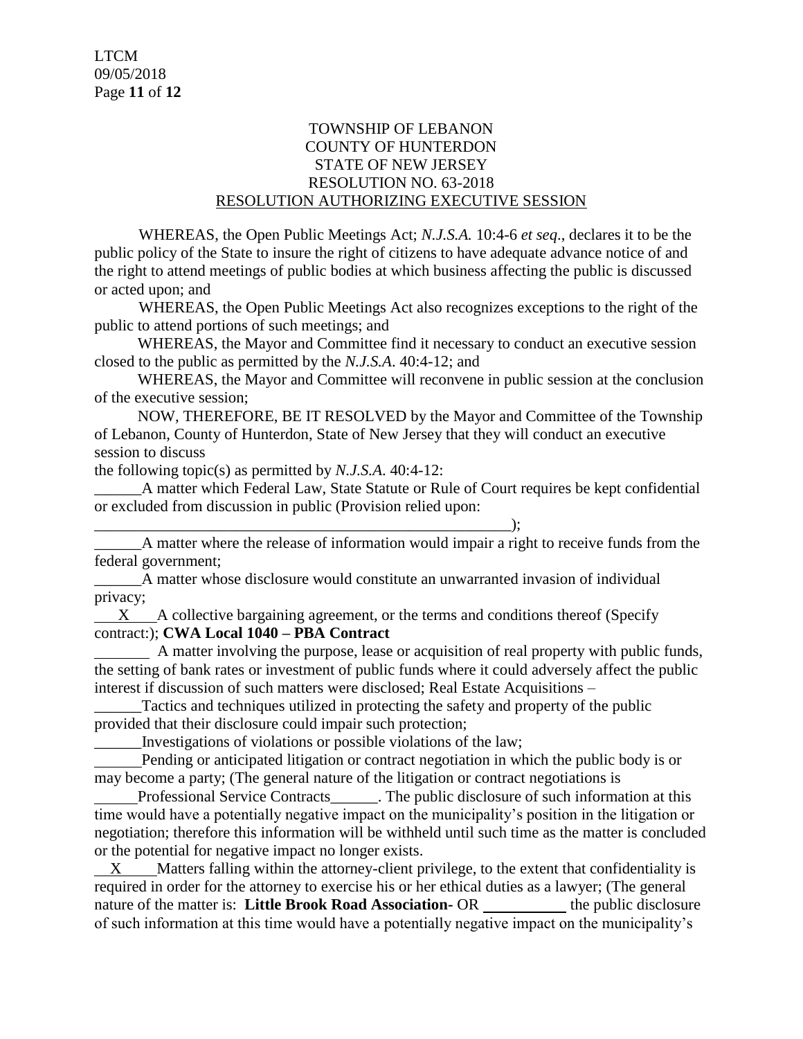TOWNSHIP OF LEBANON
COUNTY OF HUNTERDON
STATE OF NEW JERSEY
RESOLUTION NO. 63-2018
RESOLUTION AUTHORIZING EXECUTIVE SESSION

WHEREAS, the Open Public Meetings Act; *N.J.S.A.* 10:4-6 *et seq*., declares it to be the public policy of the State to insure the right of citizens to have adequate advance notice of and the right to attend meetings of public bodies at which business affecting the public is discussed or acted upon; and

WHEREAS, the Open Public Meetings Act also recognizes exceptions to the right of the public to attend portions of such meetings; and

WHEREAS, the Mayor and Committee find it necessary to conduct an executive session closed to the public as permitted by the *N.J.S.A*. 40:4-12; and

WHEREAS, the Mayor and Committee will reconvene in public session at the conclusion of the executive session;

NOW, THEREFORE, BE IT RESOLVED by the Mayor and Committee of the Township of Lebanon, County of Hunterdon, State of New Jersey that they will conduct an executive session to discuss
the following topic(s) as permitted by *N.J.S.A*. 40:4-12:

______A matter which Federal Law, State Statute or Rule of Court requires be kept confidential or excluded from discussion in public (Provision relied upon:
________________________________________________________);

______A matter where the release of information would impair a right to receive funds from the federal government;

______A matter whose disclosure would constitute an unwarranted invasion of individual privacy;

___X___A collective bargaining agreement, or the terms and conditions thereof (Specify contract:); **CWA Local 1040 – PBA Contract**

_______ A matter involving the purpose, lease or acquisition of real property with public funds, the setting of bank rates or investment of public funds where it could adversely affect the public interest if discussion of such matters were disclosed; Real Estate Acquisitions –

______Tactics and techniques utilized in protecting the safety and property of the public provided that their disclosure could impair such protection;

______Investigations of violations or possible violations of the law;

______Pending or anticipated litigation or contract negotiation in which the public body is or may become a party; (The general nature of the litigation or contract negotiations is
______Professional Service Contracts______. The public disclosure of such information at this time would have a potentially negative impact on the municipality's position in the litigation or negotiation; therefore this information will be withheld until such time as the matter is concluded or the potential for negative impact no longer exists.

___X___Matters falling within the attorney-client privilege, to the extent that confidentiality is required in order for the attorney to exercise his or her ethical duties as a lawyer; (The general nature of the matter is: **Little Brook Road Association**- OR __________ the public disclosure of such information at this time would have a potentially negative impact on the municipality's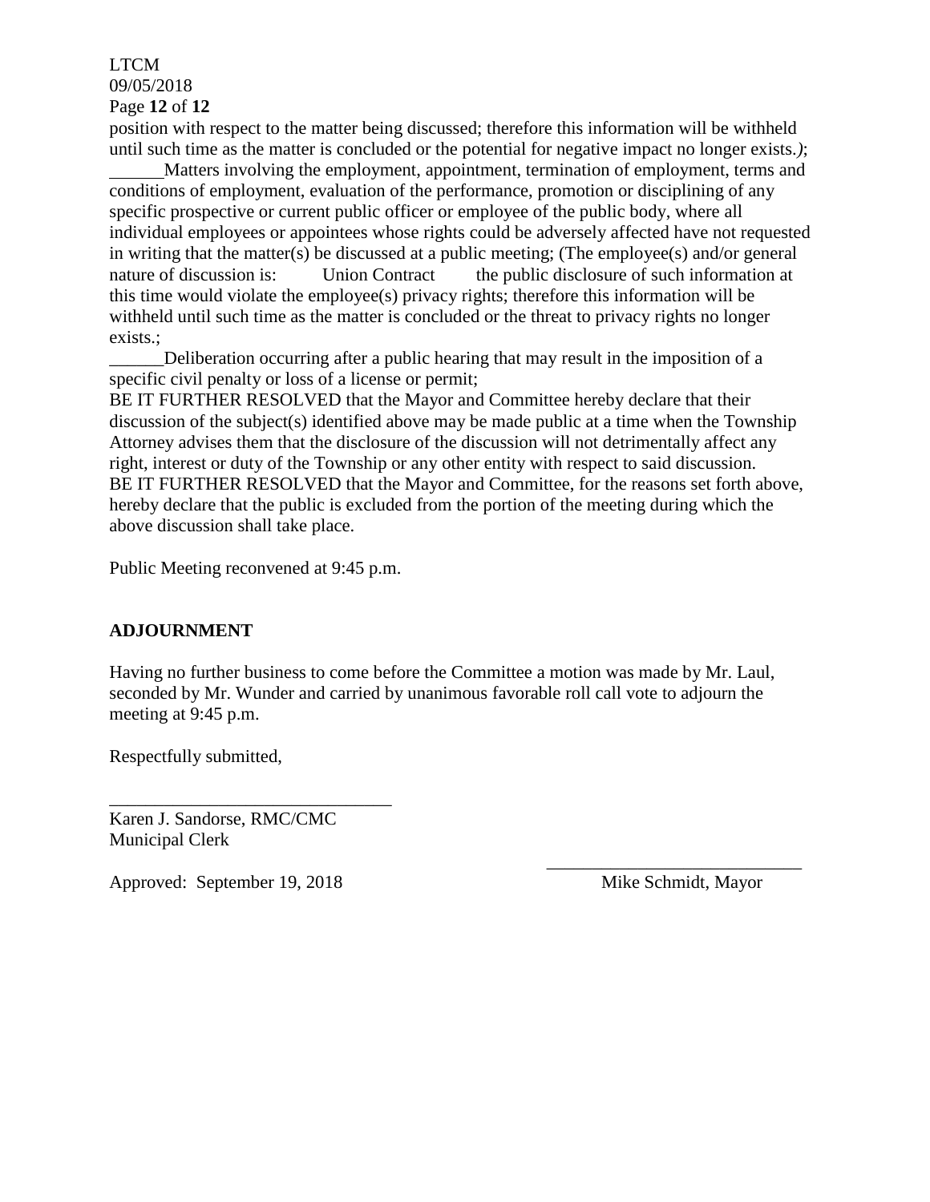position with respect to the matter being discussed; therefore this information will be withheld until such time as the matter is concluded or the potential for negative impact no longer exists.*)*;

______Matters involving the employment, appointment, termination of employment, terms and conditions of employment, evaluation of the performance, promotion or disciplining of any specific prospective or current public officer or employee of the public body, where all individual employees or appointees whose rights could be adversely affected have not requested in writing that the matter(s) be discussed at a public meeting; (The employee(s) and/or general nature of discussion is: Union Contract the public disclosure of such information at this time would violate the employee(s) privacy rights; therefore this information will be withheld until such time as the matter is concluded or the threat to privacy rights no longer exists.;

______Deliberation occurring after a public hearing that may result in the imposition of a specific civil penalty or loss of a license or permit;

BE IT FURTHER RESOLVED that the Mayor and Committee hereby declare that their discussion of the subject(s) identified above may be made public at a time when the Township Attorney advises them that the disclosure of the discussion will not detrimentally affect any right, interest or duty of the Township or any other entity with respect to said discussion.

BE IT FURTHER RESOLVED that the Mayor and Committee, for the reasons set forth above, hereby declare that the public is excluded from the portion of the meeting during which the above discussion shall take place.

Public Meeting reconvened at 9:45 p.m.

**ADJOURNMENT**

Having no further business to come before the Committee a motion was made by Mr. Laul, seconded by Mr. Wunder and carried by unanimous favorable roll call vote to adjourn the meeting at 9:45 p.m.

Respectfully submitted,

______________________________
Karen J. Sandorse, RMC/CMC
Municipal Clerk

Approved: September 19, 2018

______________________________
Mike Schmidt, Mayor